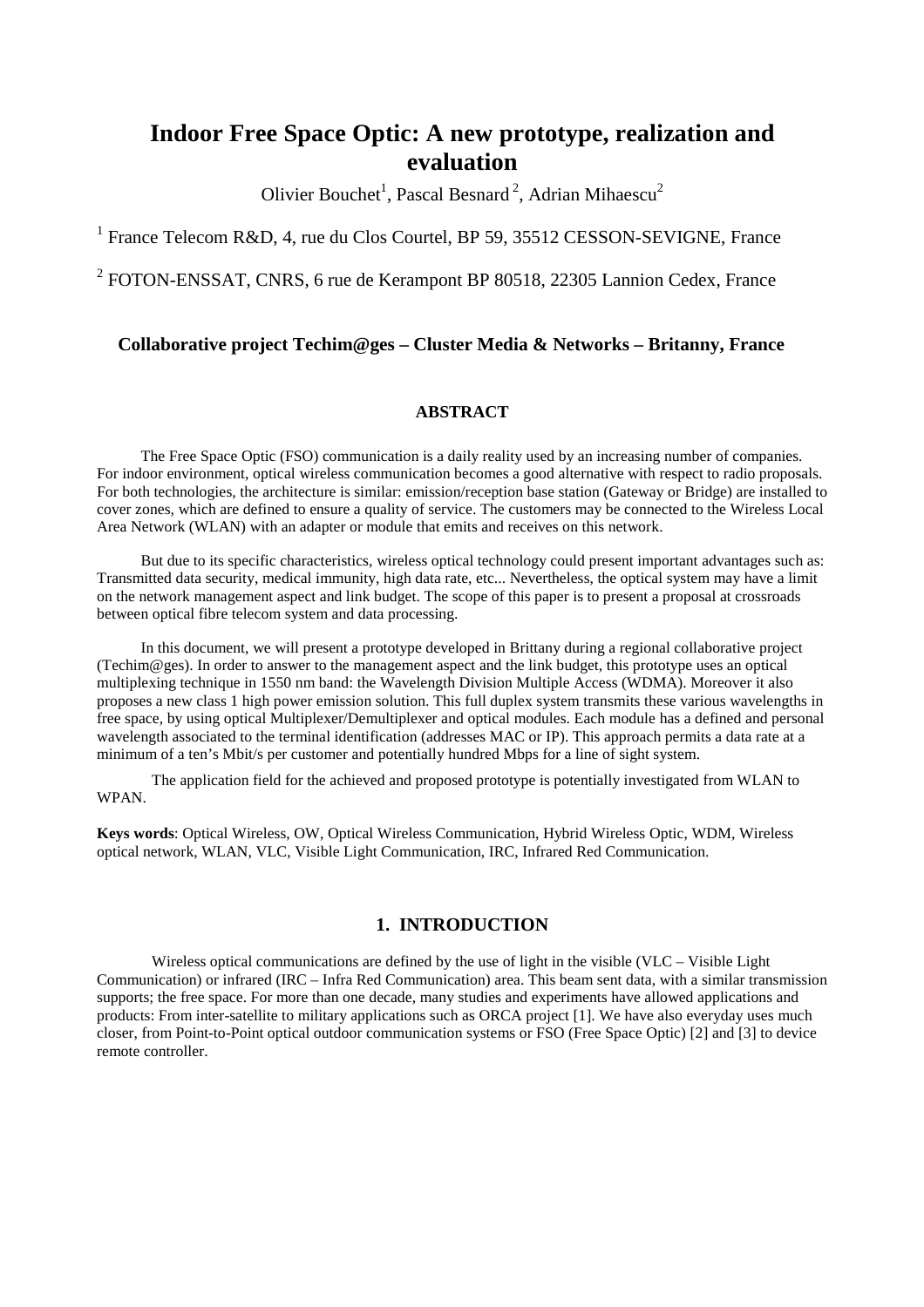# Indoor Free Space Optic: A new prototype, realization and evaluation

Olivier Bouchet[1], Pascal Besnard [2], Adrian Mihaescu[2]

[1] France Telecom R&D, 4, rue du Clos Courtel, BP 59, 35512 CESSON-SEVIGNE, France

[2] FOTON-ENSSAT, CNRS, 6 rue de Kerampont BP 80518, 22305 Lannion Cedex, France

**Collaborative project Techim@ges – Cluster Media & Networks – Britanny, France**

## ABSTRACT

The Free Space Optic (FSO) communication is a daily reality used by an increasing number of companies. For indoor environment, optical wireless communication becomes a good alternative with respect to radio proposals. For both technologies, the architecture is similar: emission/reception base station (Gateway or Bridge) are installed to cover zones, which are defined to ensure a quality of service. The customers may be connected to the Wireless Local Area Network (WLAN) with an adapter or module that emits and receives on this network.

But due to its specific characteristics, wireless optical technology could present important advantages such as: Transmitted data security, medical immunity, high data rate, etc... Nevertheless, the optical system may have a limit on the network management aspect and link budget. The scope of this paper is to present a proposal at crossroads between optical fibre telecom system and data processing.

In this document, we will present a prototype developed in Brittany during a regional collaborative project (Techim@ges). In order to answer to the management aspect and the link budget, this prototype uses an optical multiplexing technique in 1550 nm band: the Wavelength Division Multiple Access (WDMA). Moreover it also proposes a new class 1 high power emission solution. This full duplex system transmits these various wavelengths in free space, by using optical Multiplexer/Demultiplexer and optical modules. Each module has a defined and personal wavelength associated to the terminal identification (addresses MAC or IP). This approach permits a data rate at a minimum of a ten's Mbit/s per customer and potentially hundred Mbps for a line of sight system.

The application field for the achieved and proposed prototype is potentially investigated from WLAN to WPAN.

**Keys words**: Optical Wireless, OW, Optical Wireless Communication, Hybrid Wireless Optic, WDM, Wireless optical network, WLAN, VLC, Visible Light Communication, IRC, Infrared Red Communication.

## 1. INTRODUCTION

Wireless optical communications are defined by the use of light in the visible (VLC – Visible Light Communication) or infrared (IRC – Infra Red Communication) area. This beam sent data, with a similar transmission supports; the free space. For more than one decade, many studies and experiments have allowed applications and products: From inter-satellite to military applications such as ORCA project [1]. We have also everyday uses much closer, from Point-to-Point optical outdoor communication systems or FSO (Free Space Optic) [2] and [3] to device remote controller.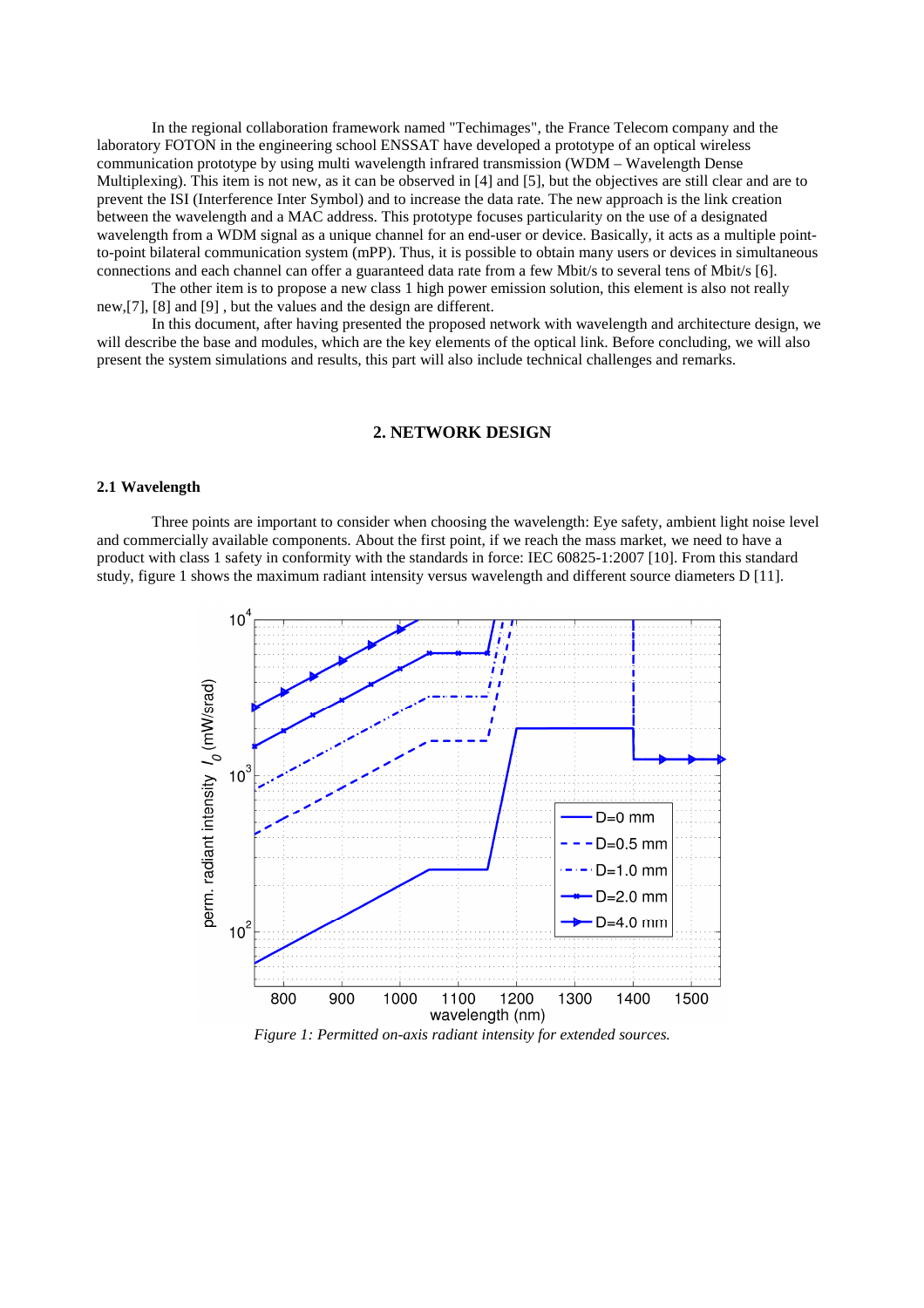In the regional collaboration framework named "Techimages", the France Telecom company and the laboratory FOTON in the engineering school ENSSAT have developed a prototype of an optical wireless communication prototype by using multi wavelength infrared transmission (WDM – Wavelength Dense Multiplexing). This item is not new, as it can be observed in [4] and [5], but the objectives are still clear and are to prevent the ISI (Interference Inter Symbol) and to increase the data rate. The new approach is the link creation between the wavelength and a MAC address. This prototype focuses particularity on the use of a designated wavelength from a WDM signal as a unique channel for an end-user or device. Basically, it acts as a multiple point-to-point bilateral communication system (mPP). Thus, it is possible to obtain many users or devices in simultaneous connections and each channel can offer a guaranteed data rate from a few Mbit/s to several tens of Mbit/s [6].

The other item is to propose a new class 1 high power emission solution, this element is also not really new,[7], [8] and [9] , but the values and the design are different.

In this document, after having presented the proposed network with wavelength and architecture design, we will describe the base and modules, which are the key elements of the optical link. Before concluding, we will also present the system simulations and results, this part will also include technical challenges and remarks.

## 2. NETWORK DESIGN

### 2.1 Wavelength

Three points are important to consider when choosing the wavelength: Eye safety, ambient light noise level and commercially available components. About the first point, if we reach the mass market, we need to have a product with class 1 safety in conformity with the standards in force: IEC 60825-1:2007 [10]. From this standard study, figure 1 shows the maximum radiant intensity versus wavelength and different source diameters D [11].

*Figure 1: Permitted on-axis radiant intensity for extended sources.*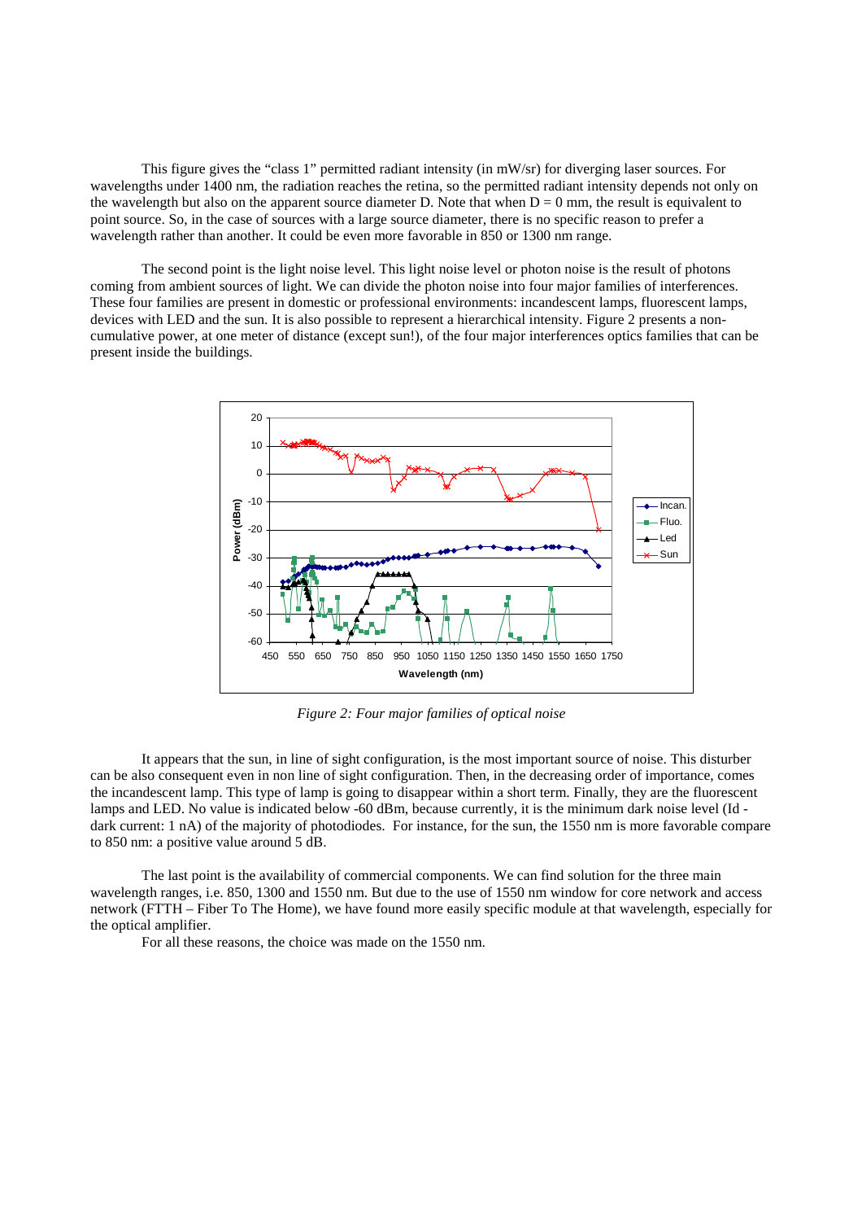This figure gives the "class 1" permitted radiant intensity (in mW/sr) for diverging laser sources. For wavelengths under 1400 nm, the radiation reaches the retina, so the permitted radiant intensity depends not only on the wavelength but also on the apparent source diameter D. Note that when D = 0 mm, the result is equivalent to point source. So, in the case of sources with a large source diameter, there is no specific reason to prefer a wavelength rather than another. It could be even more favorable in 850 or 1300 nm range.

The second point is the light noise level. This light noise level or photon noise is the result of photons coming from ambient sources of light. We can divide the photon noise into four major families of interferences. These four families are present in domestic or professional environments: incandescent lamps, fluorescent lamps, devices with LED and the sun. It is also possible to represent a hierarchical intensity. Figure 2 presents a non-cumulative power, at one meter of distance (except sun!), of the four major interferences optics families that can be present inside the buildings.

*Figure 2: Four major families of optical noise*

It appears that the sun, in line of sight configuration, is the most important source of noise. This disturber can be also consequent even in non line of sight configuration. Then, in the decreasing order of importance, comes the incandescent lamp. This type of lamp is going to disappear within a short term. Finally, they are the fluorescent lamps and LED. No value is indicated below -60 dBm, because currently, it is the minimum dark noise level (Id - dark current: 1 nA) of the majority of photodiodes. For instance, for the sun, the 1550 nm is more favorable compare to 850 nm: a positive value around 5 dB.

The last point is the availability of commercial components. We can find solution for the three main wavelength ranges, i.e. 850, 1300 and 1550 nm. But due to the use of 1550 nm window for core network and access network (FTTH – Fiber To The Home), we have found more easily specific module at that wavelength, especially for the optical amplifier.

For all these reasons, the choice was made on the 1550 nm.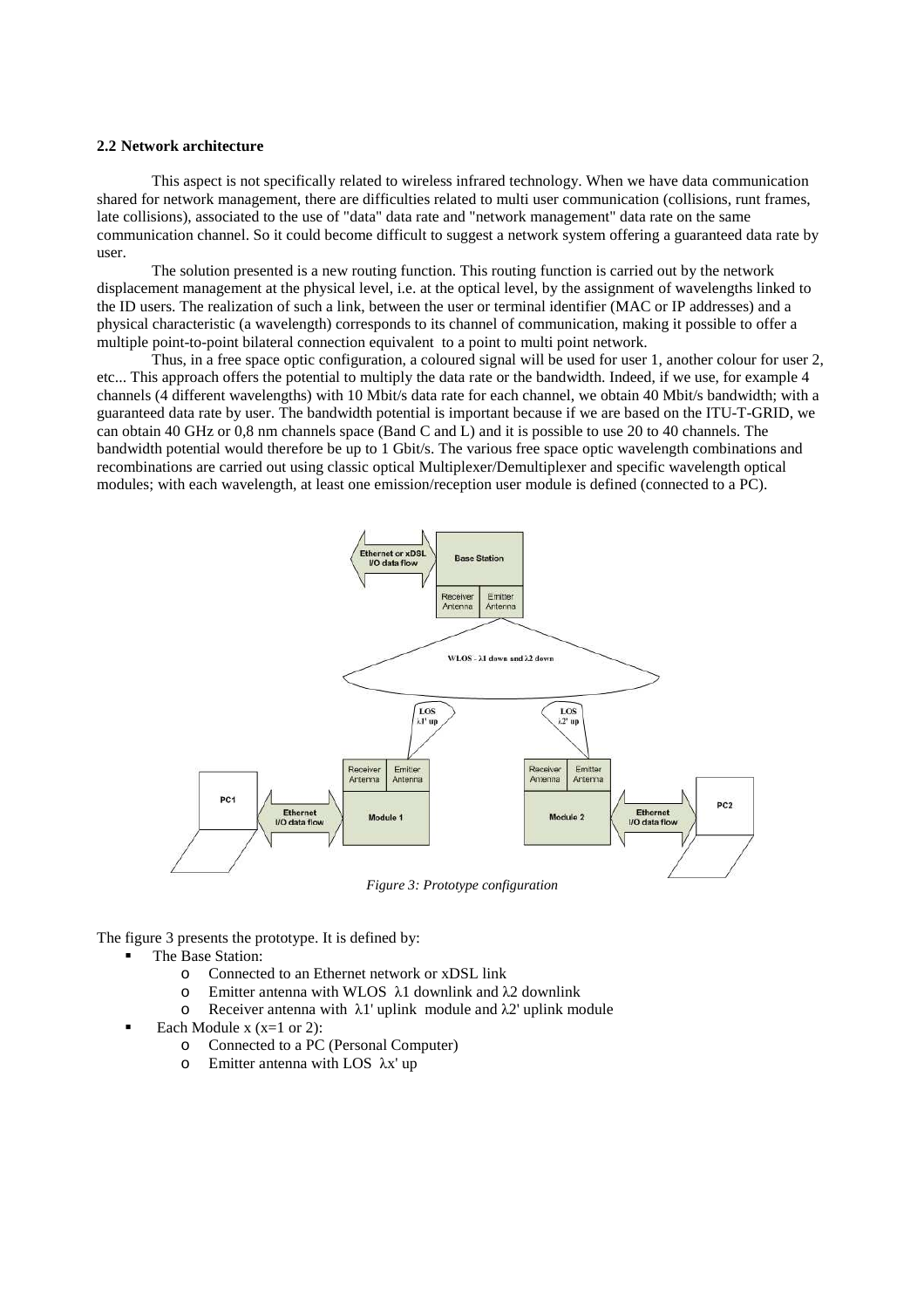### 2.2 Network architecture

This aspect is not specifically related to wireless infrared technology. When we have data communication shared for network management, there are difficulties related to multi user communication (collisions, runt frames, late collisions), associated to the use of "data" data rate and "network management" data rate on the same communication channel. So it could become difficult to suggest a network system offering a guaranteed data rate by user.

The solution presented is a new routing function. This routing function is carried out by the network displacement management at the physical level, i.e. at the optical level, by the assignment of wavelengths linked to the ID users. The realization of such a link, between the user or terminal identifier (MAC or IP addresses) and a physical characteristic (a wavelength) corresponds to its channel of communication, making it possible to offer a multiple point-to-point bilateral connection equivalent to a point to multi point network.

Thus, in a free space optic configuration, a coloured signal will be used for user 1, another colour for user 2, etc... This approach offers the potential to multiply the data rate or the bandwidth. Indeed, if we use, for example 4 channels (4 different wavelengths) with 10 Mbit/s data rate for each channel, we obtain 40 Mbit/s bandwidth; with a guaranteed data rate by user. The bandwidth potential is important because if we are based on the ITU-T-GRID, we can obtain 40 GHz or 0,8 nm channels space (Band C and L) and it is possible to use 20 to 40 channels. The bandwidth potential would therefore be up to 1 Gbit/s. The various free space optic wavelength combinations and recombinations are carried out using classic optical Multiplexer/Demultiplexer and specific wavelength optical modules; with each wavelength, at least one emission/reception user module is defined (connected to a PC).

*Figure 3: Prototype configuration*

The figure 3 presents the prototype. It is defined by:

- The Base Station:
  - Connected to an Ethernet network or xDSL link
  - Emitter antenna with WLOS $\lambda 1$ downlink and $\lambda 2$ downlink
  - Receiver antenna with $\lambda 1'$ uplink module and $\lambda 2'$ uplink module
- Each Module x (x=1 or 2):
  - Connected to a PC (Personal Computer)
  - Emitter antenna with LOS $\lambda x'$ up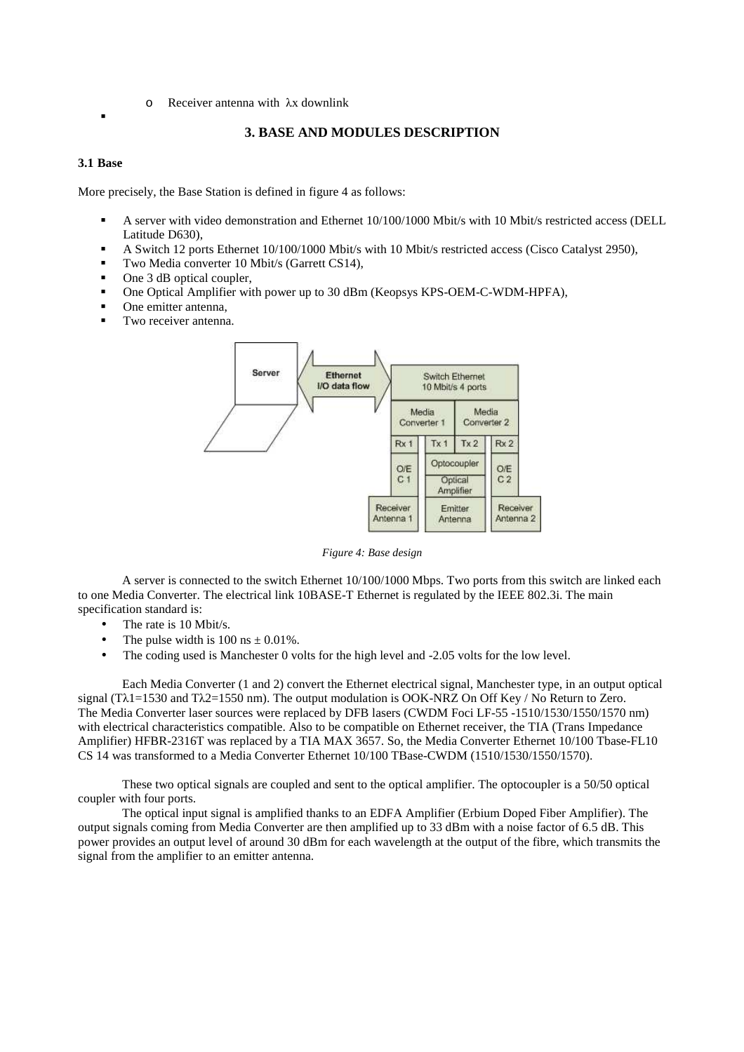- Receiver antenna with λx downlink

## 3. BASE AND MODULES DESCRIPTION

### 3.1 Base

More precisely, the Base Station is defined in figure 4 as follows:

- A server with video demonstration and Ethernet 10/100/1000 Mbit/s with 10 Mbit/s restricted access (DELL Latitude D630),
- A Switch 12 ports Ethernet 10/100/1000 Mbit/s with 10 Mbit/s restricted access (Cisco Catalyst 2950),
- Two Media converter 10 Mbit/s (Garrett CS14),
- One 3 dB optical coupler,
- One Optical Amplifier with power up to 30 dBm (Keopsys KPS-OEM-C-WDM-HPFA),
- One emitter antenna,
- Two receiver antenna.

*Figure 4: Base design*

A server is connected to the switch Ethernet 10/100/1000 Mbps. Two ports from this switch are linked each to one Media Converter. The electrical link 10BASE-T Ethernet is regulated by the IEEE 802.3i. The main specification standard is:

- The rate is 10 Mbit/s.
- The pulse width is 100 ns ± 0.01%.
- The coding used is Manchester 0 volts for the high level and -2.05 volts for the low level.

Each Media Converter (1 and 2) convert the Ethernet electrical signal, Manchester type, in an output optical signal (Tλ1=1530 and Tλ2=1550 nm). The output modulation is OOK-NRZ On Off Key / No Return to Zero. The Media Converter laser sources were replaced by DFB lasers (CWDM Foci LF-55 -1510/1530/1550/1570 nm) with electrical characteristics compatible. Also to be compatible on Ethernet receiver, the TIA (Trans Impedance Amplifier) HFBR-2316T was replaced by a TIA MAX 3657. So, the Media Converter Ethernet 10/100 Tbase-FL10 CS 14 was transformed to a Media Converter Ethernet 10/100 TBase-CWDM (1510/1530/1550/1570).

These two optical signals are coupled and sent to the optical amplifier. The optocoupler is a 50/50 optical coupler with four ports.

The optical input signal is amplified thanks to an EDFA Amplifier (Erbium Doped Fiber Amplifier). The output signals coming from Media Converter are then amplified up to 33 dBm with a noise factor of 6.5 dB. This power provides an output level of around 30 dBm for each wavelength at the output of the fibre, which transmits the signal from the amplifier to an emitter antenna.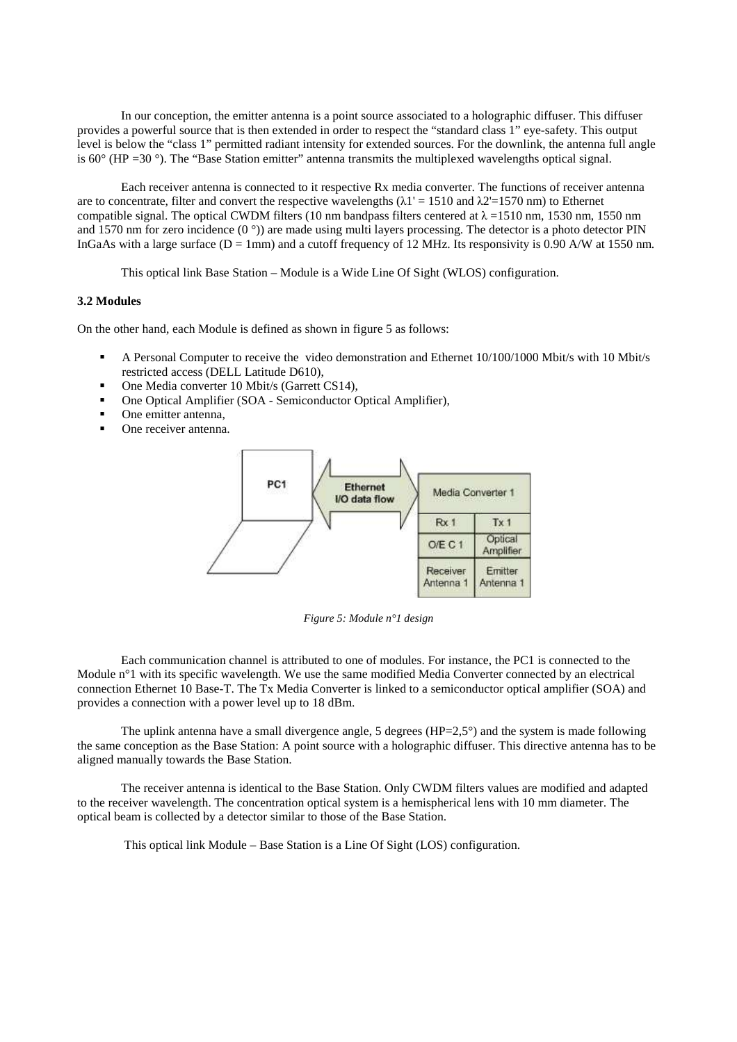In our conception, the emitter antenna is a point source associated to a holographic diffuser. This diffuser provides a powerful source that is then extended in order to respect the "standard class 1" eye-safety. This output level is below the "class 1" permitted radiant intensity for extended sources. For the downlink, the antenna full angle is 60° (HP =30 °). The "Base Station emitter" antenna transmits the multiplexed wavelengths optical signal.

Each receiver antenna is connected to it respective Rx media converter. The functions of receiver antenna are to concentrate, filter and convert the respective wavelengths ($\lambda 1'$ = 1510 and $\lambda 2'$=1570 nm) to Ethernet compatible signal. The optical CWDM filters (10 nm bandpass filters centered at $\lambda$ =1510 nm, 1530 nm, 1550 nm and 1570 nm for zero incidence (0 °)) are made using multi layers processing. The detector is a photo detector PIN InGaAs with a large surface (D = 1mm) and a cutoff frequency of 12 MHz. Its responsivity is 0.90 A/W at 1550 nm.

This optical link Base Station – Module is a Wide Line Of Sight (WLOS) configuration.

### 3.2 Modules

On the other hand, each Module is defined as shown in figure 5 as follows:

- A Personal Computer to receive the video demonstration and Ethernet 10/100/1000 Mbit/s with 10 Mbit/s restricted access (DELL Latitude D610),
- One Media converter 10 Mbit/s (Garrett CS14),
- One Optical Amplifier (SOA - Semiconductor Optical Amplifier),
- One emitter antenna,
- One receiver antenna.

*Figure 5: Module n°1 design*

Each communication channel is attributed to one of modules. For instance, the PC1 is connected to the Module n°1 with its specific wavelength. We use the same modified Media Converter connected by an electrical connection Ethernet 10 Base-T. The Tx Media Converter is linked to a semiconductor optical amplifier (SOA) and provides a connection with a power level up to 18 dBm.

The uplink antenna have a small divergence angle, 5 degrees (HP=2,5°) and the system is made following the same conception as the Base Station: A point source with a holographic diffuser. This directive antenna has to be aligned manually towards the Base Station.

The receiver antenna is identical to the Base Station. Only CWDM filters values are modified and adapted to the receiver wavelength. The concentration optical system is a hemispherical lens with 10 mm diameter. The optical beam is collected by a detector similar to those of the Base Station.

This optical link Module – Base Station is a Line Of Sight (LOS) configuration.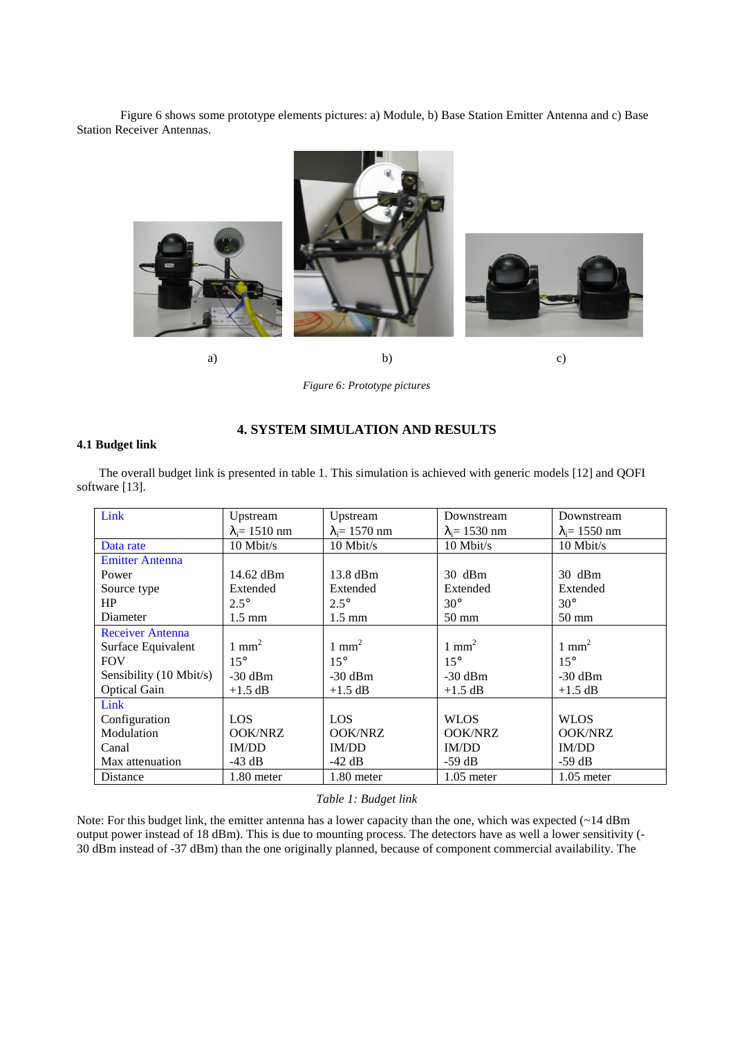Figure 6 shows some prototype elements pictures: a) Module, b) Base Station Emitter Antenna and c) Base Station Receiver Antennas.

a) b) c)

*Figure 6: Prototype pictures*

## 4. SYSTEM SIMULATION AND RESULTS

### 4.1 Budget link

The overall budget link is presented in table 1. This simulation is achieved with generic models [12] and QOFI software [13].

| Link | Upstream $\lambda_i$= 1510 nm | Upstream $\lambda_i$= 1570 nm | Downstream $\lambda_i$= 1530 nm | Downstream $\lambda_i$= 1550 nm |
|---|---|---|---|---|
| Data rate | 10 Mbit/s | 10 Mbit/s | 10 Mbit/s | 10 Mbit/s |
| Emitter Antenna | | | | |
| Power | 14.62 dBm | 13.8 dBm | 30 dBm | 30 dBm |
| Source type | Extended | Extended | Extended | Extended |
| HP | 2.5° | 2.5° | 30° | 30° |
| Diameter | 1.5 mm | 1.5 mm | 50 mm | 50 mm |
| Receiver Antenna | | | | |
| Surface Equivalent | 1 $mm^2$ | 1 $mm^2$ | 1 $mm^2$ | 1 $mm^2$ |
| FOV | 15° | 15° | 15° | 15° |
| Sensibility (10 Mbit/s) | -30 dBm | -30 dBm | -30 dBm | -30 dBm |
| Optical Gain | +1.5 dB | +1.5 dB | +1.5 dB | +1.5 dB |
| Link | | | | |
| Configuration | LOS | LOS | WLOS | WLOS |
| Modulation | OOK/NRZ | OOK/NRZ | OOK/NRZ | OOK/NRZ |
| Canal | IM/DD | IM/DD | IM/DD | IM/DD |
| Max attenuation | -43 dB | -42 dB | -59 dB | -59 dB |
| Distance | 1.80 meter | 1.80 meter | 1.05 meter | 1.05 meter |

*Table 1: Budget link*

Note: For this budget link, the emitter antenna has a lower capacity than the one, which was expected (~14 dBm output power instead of 18 dBm). This is due to mounting process. The detectors have as well a lower sensitivity (-30 dBm instead of -37 dBm) than the one originally planned, because of component commercial availability. The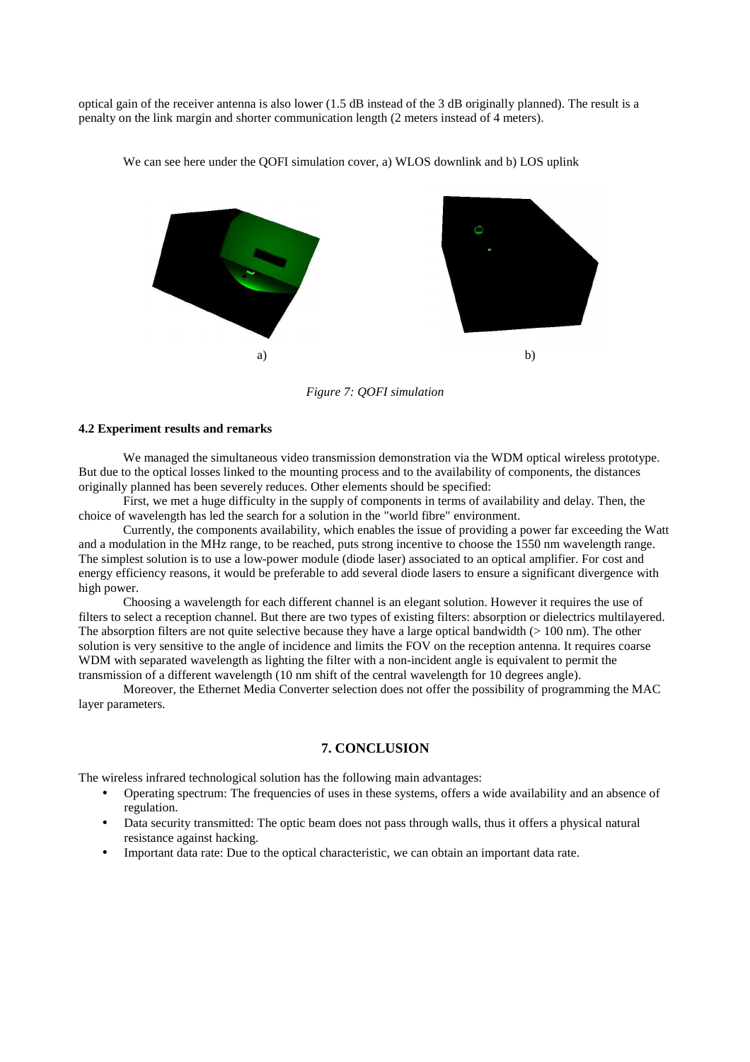optical gain of the receiver antenna is also lower (1.5 dB instead of the 3 dB originally planned). The result is a penalty on the link margin and shorter communication length (2 meters instead of 4 meters).

We can see here under the QOFI simulation cover, a) WLOS downlink and b) LOS uplink

a)

b)

*Figure 7: QOFI simulation*

### 4.2 Experiment results and remarks

We managed the simultaneous video transmission demonstration via the WDM optical wireless prototype. But due to the optical losses linked to the mounting process and to the availability of components, the distances originally planned has been severely reduces. Other elements should be specified:

First, we met a huge difficulty in the supply of components in terms of availability and delay. Then, the choice of wavelength has led the search for a solution in the "world fibre" environment.

Currently, the components availability, which enables the issue of providing a power far exceeding the Watt and a modulation in the MHz range, to be reached, puts strong incentive to choose the 1550 nm wavelength range. The simplest solution is to use a low-power module (diode laser) associated to an optical amplifier. For cost and energy efficiency reasons, it would be preferable to add several diode lasers to ensure a significant divergence with high power.

Choosing a wavelength for each different channel is an elegant solution. However it requires the use of filters to select a reception channel. But there are two types of existing filters: absorption or dielectrics multilayered. The absorption filters are not quite selective because they have a large optical bandwidth (> 100 nm). The other solution is very sensitive to the angle of incidence and limits the FOV on the reception antenna. It requires coarse WDM with separated wavelength as lighting the filter with a non-incident angle is equivalent to permit the transmission of a different wavelength (10 nm shift of the central wavelength for 10 degrees angle).

Moreover, the Ethernet Media Converter selection does not offer the possibility of programming the MAC layer parameters.

## 7. CONCLUSION

The wireless infrared technological solution has the following main advantages:

- Operating spectrum: The frequencies of uses in these systems, offers a wide availability and an absence of regulation.
- Data security transmitted: The optic beam does not pass through walls, thus it offers a physical natural resistance against hacking.
- Important data rate: Due to the optical characteristic, we can obtain an important data rate.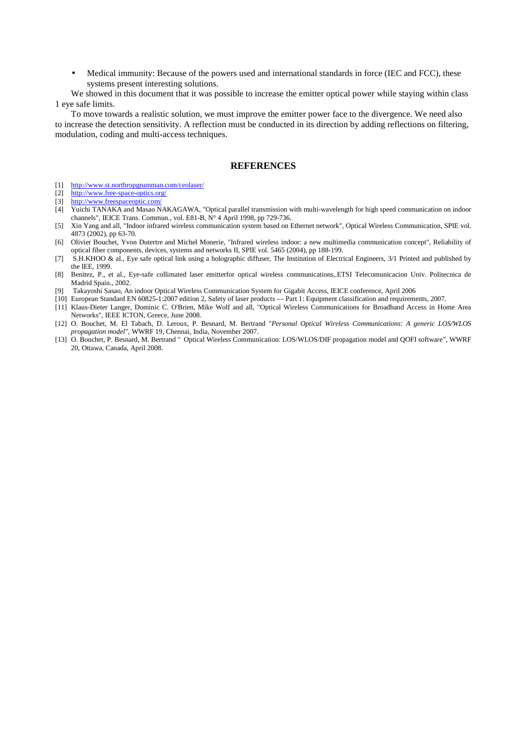- Medical immunity: Because of the powers used and international standards in force (IEC and FCC), these systems present interesting solutions.

We showed in this document that it was possible to increase the emitter optical power while staying within class 1 eye safe limits.

To move towards a realistic solution, we must improve the emitter power face to the divergence. We need also to increase the detection sensitivity. A reflection must be conducted in its direction by adding reflections on filtering, modulation, coding and multi-access techniques.

## REFERENCES

[1] http://www.st.northropgrumman.com/ceolaser/

[2] http://www.free-space-optics.org/

[3] http://www.freespaceoptic.com/

[4] Yuichi TANAKA and Masao NAKAGAWA, "Optical parallel transmission with multi-wavelength for high speed communication on indoor channels", IEICE Trans. Commun., vol. E81-B, N° 4 April 1998, pp 729-736.

[5] Xin Yang and all, "Indoor infrared wireless communication system based on Ethernet network", Optical Wireless Communication, SPIE vol. 4873 (2002), pp 63-70.

[6] Olivier Bouchet, Yvon Dutertre and Michel Monerie, "Infrared wireless indoor: a new multimedia communication concept", Reliability of optical fiber components, devices, systems and networks II, SPIE vol. 5465 (2004), pp 188-199.

[7] S.H.KHOO & al., Eye safe optical link using a holographic diffuser, The Institution of Electrical Engineers, 3/1 Printed and published by the IEE, 1999.

[8] Benitez, P., et al., Eye-safe collimated laser emitterfor optical wireless communications,.ETSI Telecomunicacion Univ. Politecnica de Madrid Spain., 2002.

[9] Takayoshi Sasao, An indoor Optical Wireless Communication System for Gigabit Access, IEICE conference, April 2006

[10] European Standard EN 60825-1:2007 edition 2, Safety of laser products — Part 1: Equipment classification and requirements, 2007.

[11] Klaus-Dieter Langer, Dominic C. O'Brien, Mike Wolf and all, "Optical Wireless Communications for Broadband Access in Home Area Networks", IEEE ICTON, Greece, June 2008.

[12] O. Bouchet, M. El Tabach, D. Leroux, P. Besnard, M. Bertrand "*Personal Optical Wireless Communications: A generic LOS/WLOS propagation model"*, WWRF 19, Chennai, India, November 2007.

[13] O. Bouchet, P. Besnard, M. Bertrand " Optical Wireless Communication: LOS/WLOS/DIF propagation model and QOFI software", WWRF 20, Ottawa, Canada, April 2008.